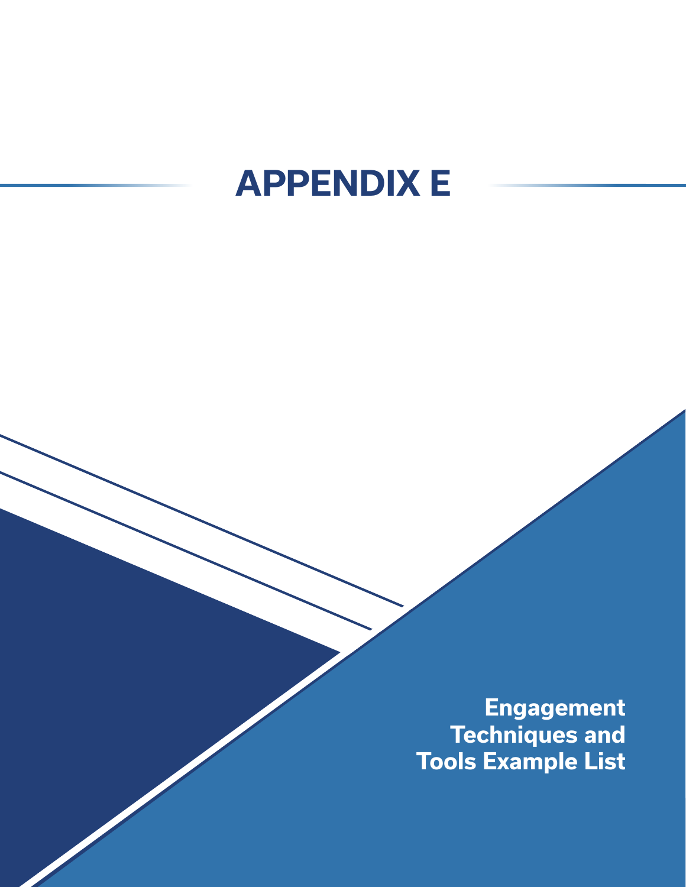# APPENDIX E

## Engagement Techniques and Tools Example List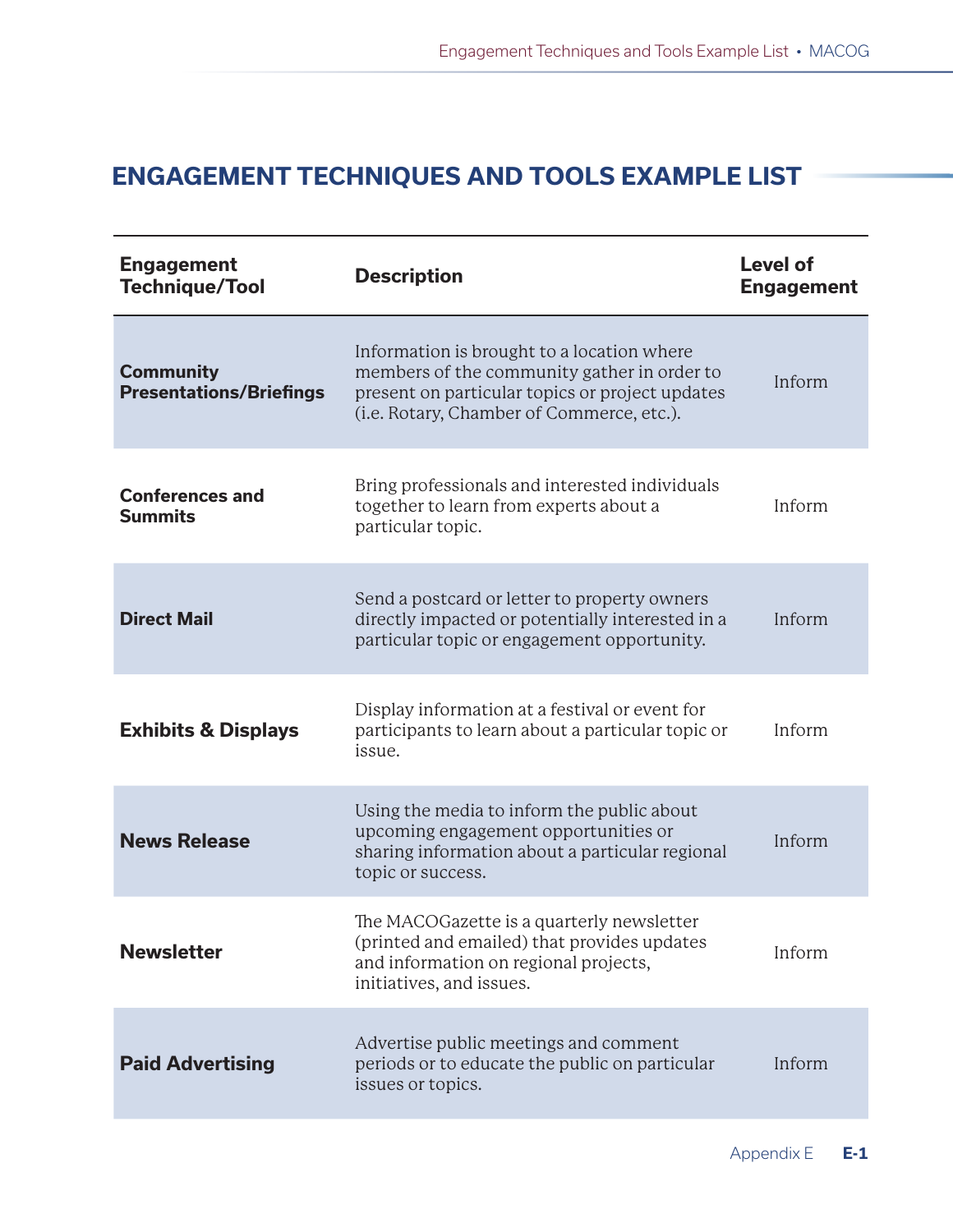# ENGAGEMENT TECHNIQUES AND TOOLS EXAMPLE LIST

| Engagement Technique/Tool | Description | Level of Engagement |
|---|---|---|
| **Community Presentations/Briefings** | Information is brought to a location where members of the community gather in order to present on particular topics or project updates (i.e. Rotary, Chamber of Commerce, etc.). | Inform |
| **Conferences and Summits** | Bring professionals and interested individuals together to learn from experts about a particular topic. | Inform |
| **Direct Mail** | Send a postcard or letter to property owners directly impacted or potentially interested in a particular topic or engagement opportunity. | Inform |
| **Exhibits & Displays** | Display information at a festival or event for participants to learn about a particular topic or issue. | Inform |
| **News Release** | Using the media to inform the public about upcoming engagement opportunities or sharing information about a particular regional topic or success. | Inform |
| **Newsletter** | The MACOGazette is a quarterly newsletter (printed and emailed) that provides updates and information on regional projects, initiatives, and issues. | Inform |
| **Paid Advertising** | Advertise public meetings and comment periods or to educate the public on particular issues or topics. | Inform |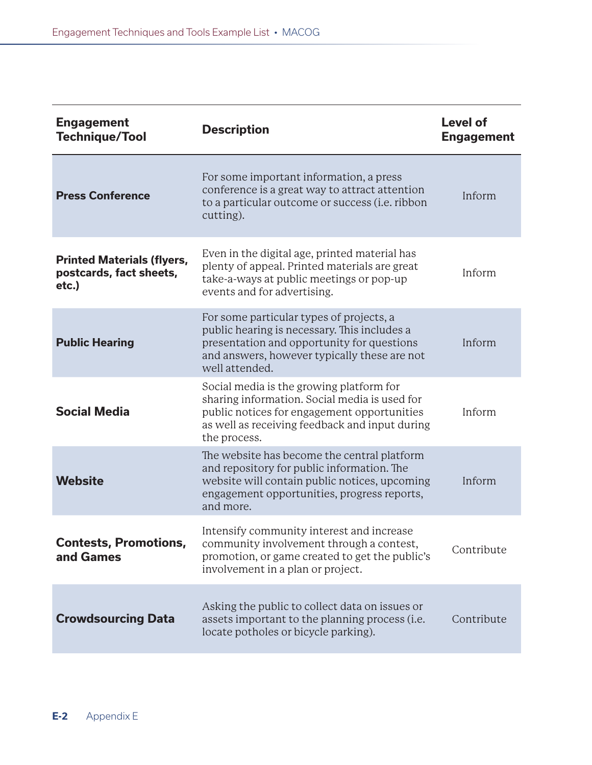| Engagement Technique/Tool | Description | Level of Engagement |
|---|---|---|
| **Press Conference** | For some important information, a press conference is a great way to attract attention to a particular outcome or success (i.e. ribbon cutting). | Inform |
| **Printed Materials (flyers, postcards, fact sheets, etc.)** | Even in the digital age, printed material has plenty of appeal. Printed materials are great take-a-ways at public meetings or pop-up events and for advertising. | Inform |
| **Public Hearing** | For some particular types of projects, a public hearing is necessary. This includes a presentation and opportunity for questions and answers, however typically these are not well attended. | Inform |
| **Social Media** | Social media is the growing platform for sharing information. Social media is used for public notices for engagement opportunities as well as receiving feedback and input during the process. | Inform |
| **Website** | The website has become the central platform and repository for public information. The website will contain public notices, upcoming engagement opportunities, progress reports, and more. | Inform |
| **Contests, Promotions, and Games** | Intensify community interest and increase community involvement through a contest, promotion, or game created to get the public's involvement in a plan or project. | Contribute |
| **Crowdsourcing Data** | Asking the public to collect data on issues or assets important to the planning process (i.e. locate potholes or bicycle parking). | Contribute |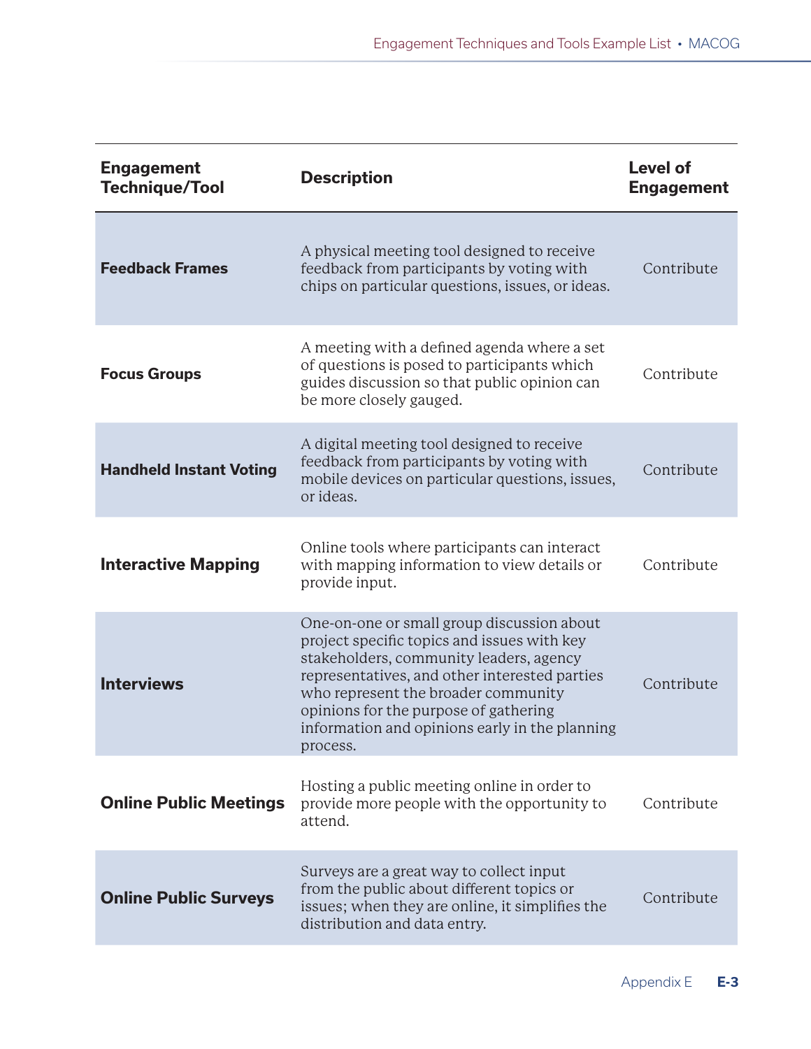| Engagement Technique/Tool | Description | Level of Engagement |
|---|---|---|
| **Feedback Frames** | A physical meeting tool designed to receive feedback from participants by voting with chips on particular questions, issues, or ideas. | Contribute |
| **Focus Groups** | A meeting with a defined agenda where a set of questions is posed to participants which guides discussion so that public opinion can be more closely gauged. | Contribute |
| **Handheld Instant Voting** | A digital meeting tool designed to receive feedback from participants by voting with mobile devices on particular questions, issues, or ideas. | Contribute |
| **Interactive Mapping** | Online tools where participants can interact with mapping information to view details or provide input. | Contribute |
| **Interviews** | One-on-one or small group discussion about project specific topics and issues with key stakeholders, community leaders, agency representatives, and other interested parties who represent the broader community opinions for the purpose of gathering information and opinions early in the planning process. | Contribute |
| **Online Public Meetings** | Hosting a public meeting online in order to provide more people with the opportunity to attend. | Contribute |
| **Online Public Surveys** | Surveys are a great way to collect input from the public about different topics or issues; when they are online, it simplifies the distribution and data entry. | Contribute |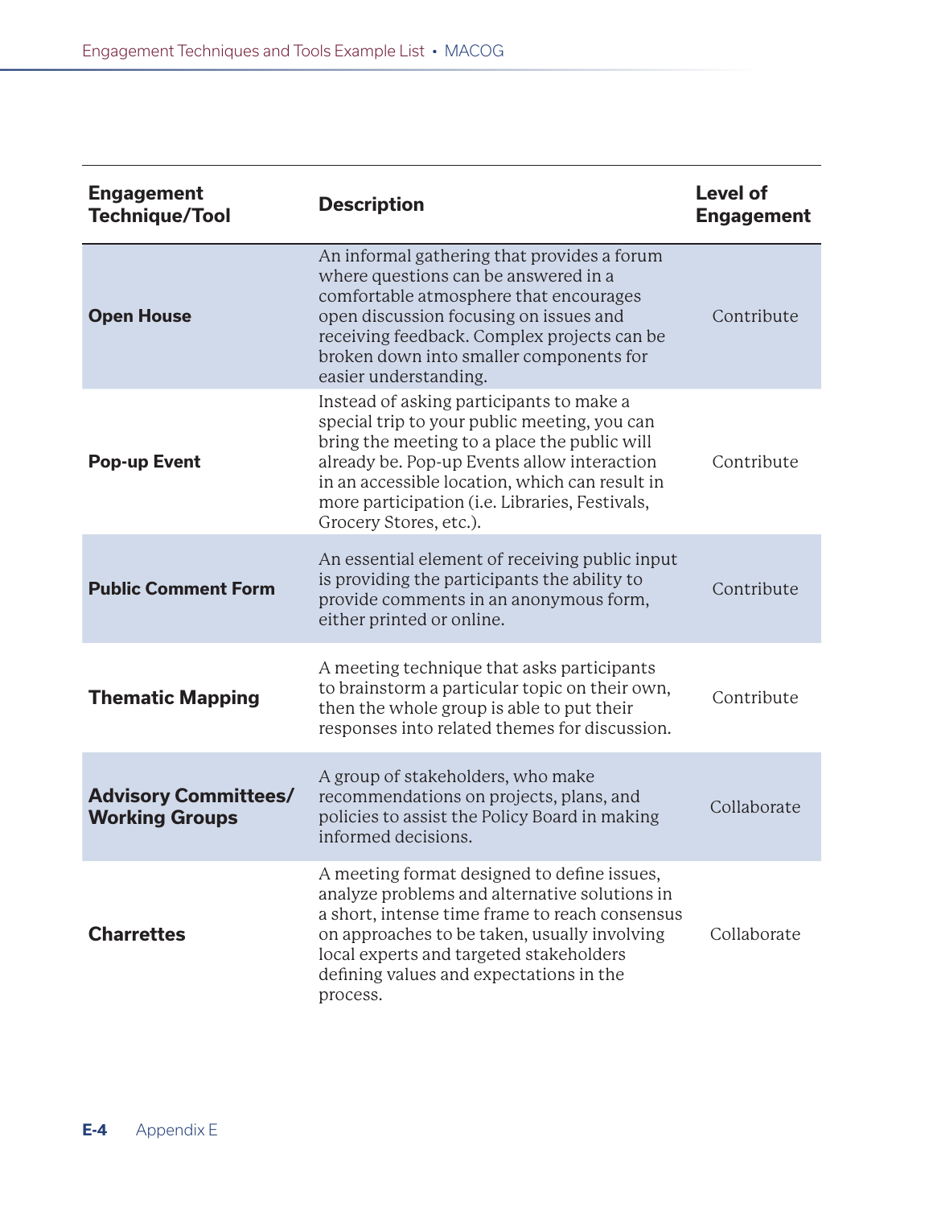| Engagement Technique/Tool | Description | Level of Engagement |
|---|---|---|
| **Open House** | An informal gathering that provides a forum where questions can be answered in a comfortable atmosphere that encourages open discussion focusing on issues and receiving feedback. Complex projects can be broken down into smaller components for easier understanding. | Contribute |
| **Pop-up Event** | Instead of asking participants to make a special trip to your public meeting, you can bring the meeting to a place the public will already be. Pop-up Events allow interaction in an accessible location, which can result in more participation (i.e. Libraries, Festivals, Grocery Stores, etc.). | Contribute |
| **Public Comment Form** | An essential element of receiving public input is providing the participants the ability to provide comments in an anonymous form, either printed or online. | Contribute |
| **Thematic Mapping** | A meeting technique that asks participants to brainstorm a particular topic on their own, then the whole group is able to put their responses into related themes for discussion. | Contribute |
| **Advisory Committees/ Working Groups** | A group of stakeholders, who make recommendations on projects, plans, and policies to assist the Policy Board in making informed decisions. | Collaborate |
| **Charrettes** | A meeting format designed to define issues, analyze problems and alternative solutions in a short, intense time frame to reach consensus on approaches to be taken, usually involving local experts and targeted stakeholders defining values and expectations in the process. | Collaborate |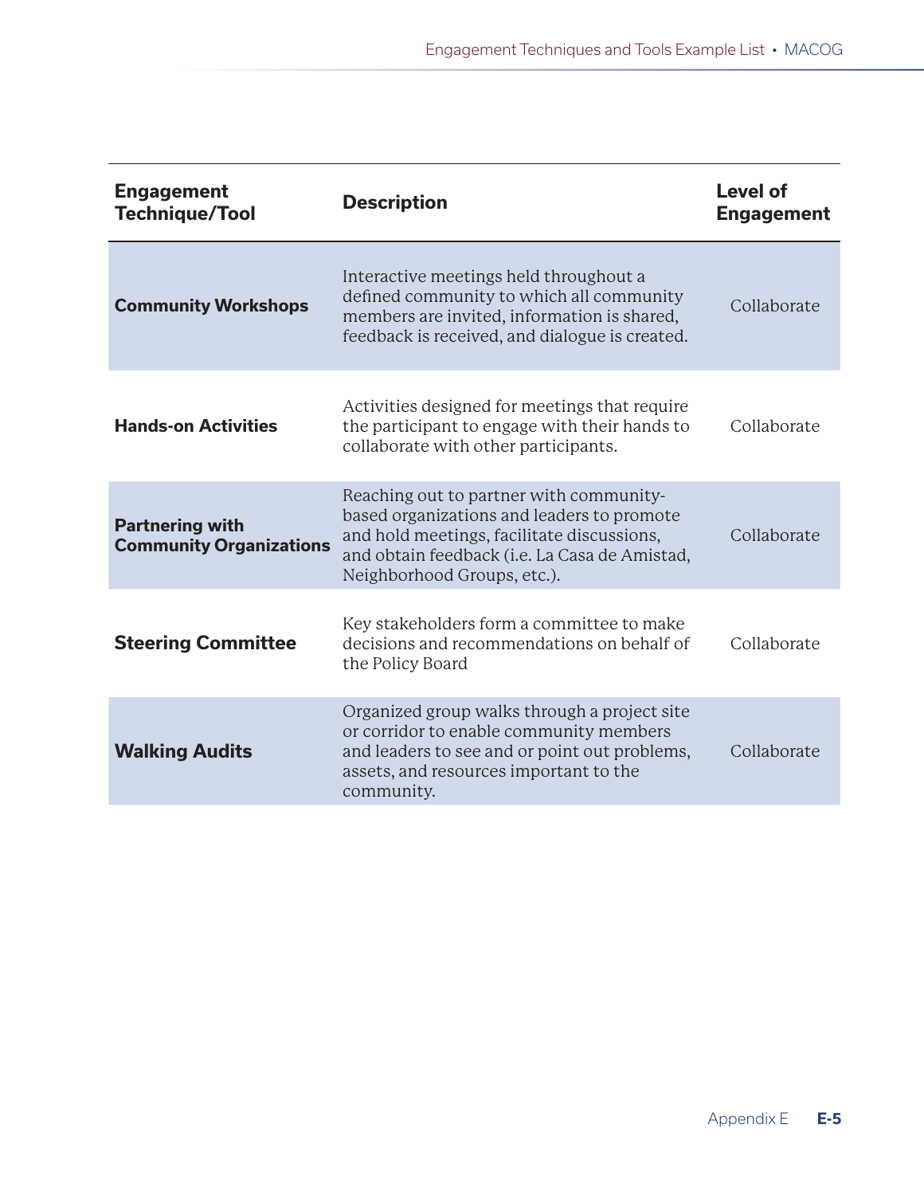| Engagement Technique/Tool | Description | Level of Engagement |
|---|---|---|
| **Community Workshops** | Interactive meetings held throughout a defined community to which all community members are invited, information is shared, feedback is received, and dialogue is created. | Collaborate |
| **Hands-on Activities** | Activities designed for meetings that require the participant to engage with their hands to collaborate with other participants. | Collaborate |
| **Partnering with Community Organizations** | Reaching out to partner with community-based organizations and leaders to promote and hold meetings, facilitate discussions, and obtain feedback (i.e. La Casa de Amistad, Neighborhood Groups, etc.). | Collaborate |
| **Steering Committee** | Key stakeholders form a committee to make decisions and recommendations on behalf of the Policy Board | Collaborate |
| **Walking Audits** | Organized group walks through a project site or corridor to enable community members and leaders to see and or point out problems, assets, and resources important to the community. | Collaborate |